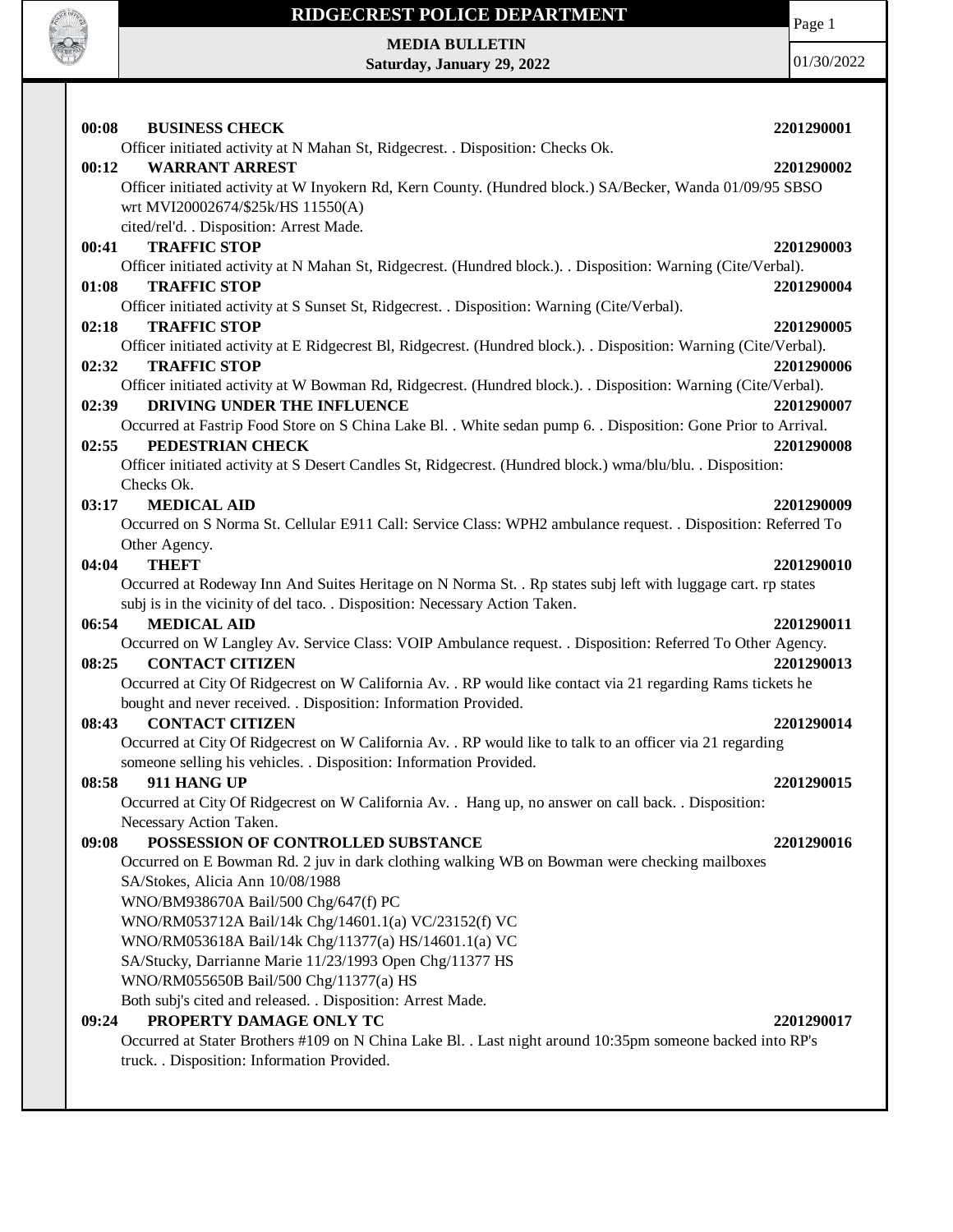# RIDGECREST POLICE DEPARTMENT

**MEDIA BULLETIN**
**Saturday, January 29, 2022**

01/30/2022

**00:08 BUSINESS CHECK** **2201290001**
Officer initiated activity at N Mahan St, Ridgecrest. . Disposition: Checks Ok.

**00:12 WARRANT ARREST** **2201290002**
Officer initiated activity at W Inyokern Rd, Kern County. (Hundred block.) SA/Becker, Wanda 01/09/95 SBSO wrt MVI20002674/$25k/HS 11550(A)
cited/rel'd. . Disposition: Arrest Made.

**00:41 TRAFFIC STOP** **2201290003**
Officer initiated activity at N Mahan St, Ridgecrest. (Hundred block.). . Disposition: Warning (Cite/Verbal).

**01:08 TRAFFIC STOP** **2201290004**
Officer initiated activity at S Sunset St, Ridgecrest. . Disposition: Warning (Cite/Verbal).

**02:18 TRAFFIC STOP** **2201290005**
Officer initiated activity at E Ridgecrest Bl, Ridgecrest. (Hundred block.). . Disposition: Warning (Cite/Verbal).

**02:32 TRAFFIC STOP** **2201290006**
Officer initiated activity at W Bowman Rd, Ridgecrest. (Hundred block.). . Disposition: Warning (Cite/Verbal).

**02:39 DRIVING UNDER THE INFLUENCE** **2201290007**
Occurred at Fastrip Food Store on S China Lake Bl. . White sedan pump 6. . Disposition: Gone Prior to Arrival.

**02:55 PEDESTRIAN CHECK** **2201290008**
Officer initiated activity at S Desert Candles St, Ridgecrest. (Hundred block.) wma/blu/blu. . Disposition: Checks Ok.

**03:17 MEDICAL AID** **2201290009**
Occurred on S Norma St. Cellular E911 Call: Service Class: WPH2 ambulance request. . Disposition: Referred To Other Agency.

**04:04 THEFT** **2201290010**
Occurred at Rodeway Inn And Suites Heritage on N Norma St. . Rp states subj left with luggage cart. rp states subj is in the vicinity of del taco. . Disposition: Necessary Action Taken.

**06:54 MEDICAL AID** **2201290011**
Occurred on W Langley Av. Service Class: VOIP Ambulance request. . Disposition: Referred To Other Agency.

**08:25 CONTACT CITIZEN** **2201290013**
Occurred at City Of Ridgecrest on W California Av. . RP would like contact via 21 regarding Rams tickets he bought and never received. . Disposition: Information Provided.

**08:43 CONTACT CITIZEN** **2201290014**
Occurred at City Of Ridgecrest on W California Av. . RP would like to talk to an officer via 21 regarding someone selling his vehicles. . Disposition: Information Provided.

**08:58 911 HANG UP** **2201290015**
Occurred at City Of Ridgecrest on W California Av. . Hang up, no answer on call back. . Disposition: Necessary Action Taken.

**09:08 POSSESSION OF CONTROLLED SUBSTANCE** **2201290016**
Occurred on E Bowman Rd. 2 juv in dark clothing walking WB on Bowman were checking mailboxes
SA/Stokes, Alicia Ann 10/08/1988
WNO/BM938670A Bail/500 Chg/647(f) PC
WNO/RM053712A Bail/14k Chg/14601.1(a) VC/23152(f) VC
WNO/RM053618A Bail/14k Chg/11377(a) HS/14601.1(a) VC
SA/Stucky, Darrianne Marie 11/23/1993 Open Chg/11377 HS
WNO/RM055650B Bail/500 Chg/11377(a) HS
Both subj's cited and released. . Disposition: Arrest Made.

**09:24 PROPERTY DAMAGE ONLY TC** **2201290017**
Occurred at Stater Brothers #109 on N China Lake Bl. . Last night around 10:35pm someone backed into RP's truck. . Disposition: Information Provided.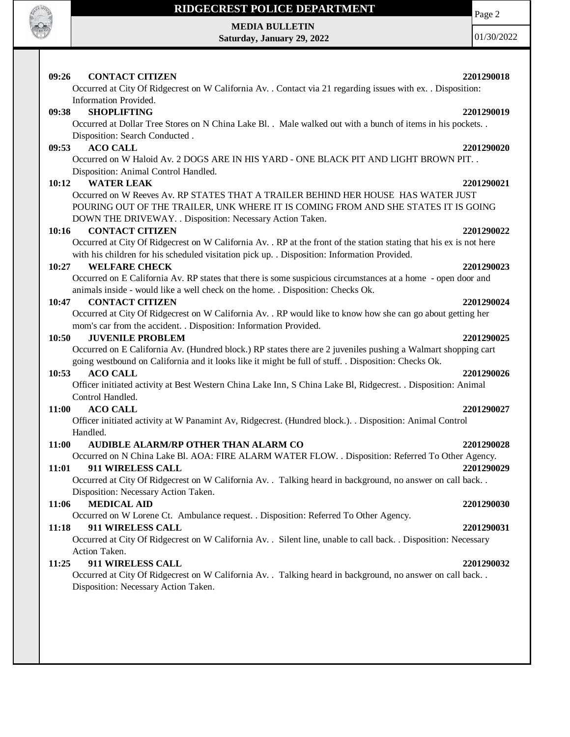**09:26 CONTACT CITIZEN** **2201290018**
Occurred at City Of Ridgecrest on W California Av. . Contact via 21 regarding issues with ex. . Disposition: Information Provided.

**09:38 SHOPLIFTING** **2201290019**
Occurred at Dollar Tree Stores on N China Lake Bl. . Male walked out with a bunch of items in his pockets. . Disposition: Search Conducted .

**09:53 ACO CALL** **2201290020**
Occurred on W Haloid Av. 2 DOGS ARE IN HIS YARD - ONE BLACK PIT AND LIGHT BROWN PIT. . Disposition: Animal Control Handled.

**10:12 WATER LEAK** **2201290021**
Occurred on W Reeves Av. RP STATES THAT A TRAILER BEHIND HER HOUSE HAS WATER JUST POURING OUT OF THE TRAILER, UNK WHERE IT IS COMING FROM AND SHE STATES IT IS GOING DOWN THE DRIVEWAY. . Disposition: Necessary Action Taken.

**10:16 CONTACT CITIZEN** **2201290022**
Occurred at City Of Ridgecrest on W California Av. . RP at the front of the station stating that his ex is not here with his children for his scheduled visitation pick up. . Disposition: Information Provided.

**10:27 WELFARE CHECK** **2201290023**
Occurred on E California Av. RP states that there is some suspicious circumstances at a home - open door and animals inside - would like a well check on the home. . Disposition: Checks Ok.

**10:47 CONTACT CITIZEN** **2201290024**
Occurred at City Of Ridgecrest on W California Av. . RP would like to know how she can go about getting her mom's car from the accident. . Disposition: Information Provided.

**10:50 JUVENILE PROBLEM** **2201290025**
Occurred on E California Av. (Hundred block.) RP states there are 2 juveniles pushing a Walmart shopping cart going westbound on California and it looks like it might be full of stuff. . Disposition: Checks Ok.

**10:53 ACO CALL** **2201290026**
Officer initiated activity at Best Western China Lake Inn, S China Lake Bl, Ridgecrest. . Disposition: Animal Control Handled.

**11:00 ACO CALL** **2201290027**
Officer initiated activity at W Panamint Av, Ridgecrest. (Hundred block.). . Disposition: Animal Control Handled.

**11:00 AUDIBLE ALARM/RP OTHER THAN ALARM CO** **2201290028**
Occurred on N China Lake Bl. AOA: FIRE ALARM WATER FLOW. . Disposition: Referred To Other Agency.

**11:01 911 WIRELESS CALL** **2201290029**
Occurred at City Of Ridgecrest on W California Av. . Talking heard in background, no answer on call back. . Disposition: Necessary Action Taken.

**11:06 MEDICAL AID** **2201290030**
Occurred on W Lorene Ct. Ambulance request. . Disposition: Referred To Other Agency.

**11:18 911 WIRELESS CALL** **2201290031**
Occurred at City Of Ridgecrest on W California Av. . Silent line, unable to call back. . Disposition: Necessary Action Taken.

**11:25 911 WIRELESS CALL** **2201290032**
Occurred at City Of Ridgecrest on W California Av. . Talking heard in background, no answer on call back. . Disposition: Necessary Action Taken.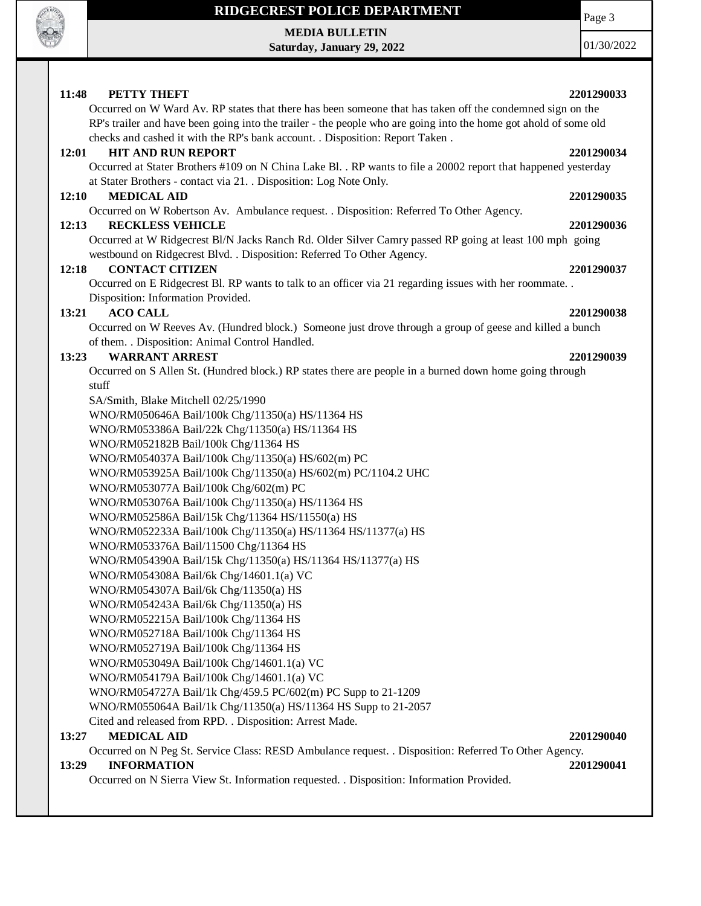**11:48 PETTY THEFT 2201290033**

Occurred on W Ward Av. RP states that there has been someone that has taken off the condemned sign on the RP's trailer and have been going into the trailer - the people who are going into the home got ahold of some old checks and cashed it with the RP's bank account. . Disposition: Report Taken .

**12:01 HIT AND RUN REPORT 2201290034**

Occurred at Stater Brothers #109 on N China Lake Bl. . RP wants to file a 20002 report that happened yesterday at Stater Brothers - contact via 21. . Disposition: Log Note Only.

**12:10 MEDICAL AID 2201290035**

Occurred on W Robertson Av. Ambulance request. . Disposition: Referred To Other Agency.

**12:13 RECKLESS VEHICLE 2201290036**

Occurred at W Ridgecrest Bl/N Jacks Ranch Rd. Older Silver Camry passed RP going at least 100 mph going westbound on Ridgecrest Blvd. . Disposition: Referred To Other Agency.

**12:18 CONTACT CITIZEN 2201290037**

Occurred on E Ridgecrest Bl. RP wants to talk to an officer via 21 regarding issues with her roommate. . Disposition: Information Provided.

**13:21 ACO CALL 2201290038**

Occurred on W Reeves Av. (Hundred block.) Someone just drove through a group of geese and killed a bunch of them. . Disposition: Animal Control Handled.

**13:23 WARRANT ARREST 2201290039**

Occurred on S Allen St. (Hundred block.) RP states there are people in a burned down home going through stuff

SA/Smith, Blake Mitchell 02/25/1990

WNO/RM050646A Bail/100k Chg/11350(a) HS/11364 HS
WNO/RM053386A Bail/22k Chg/11350(a) HS/11364 HS
WNO/RM052182B Bail/100k Chg/11364 HS
WNO/RM054037A Bail/100k Chg/11350(a) HS/602(m) PC
WNO/RM053925A Bail/100k Chg/11350(a) HS/602(m) PC/1104.2 UHC
WNO/RM053077A Bail/100k Chg/602(m) PC
WNO/RM053076A Bail/100k Chg/11350(a) HS/11364 HS
WNO/RM052586A Bail/15k Chg/11364 HS/11550(a) HS
WNO/RM052233A Bail/100k Chg/11350(a) HS/11364 HS/11377(a) HS
WNO/RM053376A Bail/11500 Chg/11364 HS
WNO/RM054390A Bail/15k Chg/11350(a) HS/11364 HS/11377(a) HS
WNO/RM054308A Bail/6k Chg/14601.1(a) VC
WNO/RM054307A Bail/6k Chg/11350(a) HS
WNO/RM054243A Bail/6k Chg/11350(a) HS
WNO/RM052215A Bail/100k Chg/11364 HS
WNO/RM052718A Bail/100k Chg/11364 HS
WNO/RM052719A Bail/100k Chg/11364 HS
WNO/RM053049A Bail/100k Chg/14601.1(a) VC
WNO/RM054179A Bail/100k Chg/14601.1(a) VC
WNO/RM054727A Bail/1k Chg/459.5 PC/602(m) PC Supp to 21-1209
WNO/RM055064A Bail/1k Chg/11350(a) HS/11364 HS Supp to 21-2057

Cited and released from RPD. . Disposition: Arrest Made.

**13:27 MEDICAL AID 2201290040**

Occurred on N Peg St. Service Class: RESD Ambulance request. . Disposition: Referred To Other Agency.

**13:29 INFORMATION 2201290041**

Occurred on N Sierra View St. Information requested. . Disposition: Information Provided.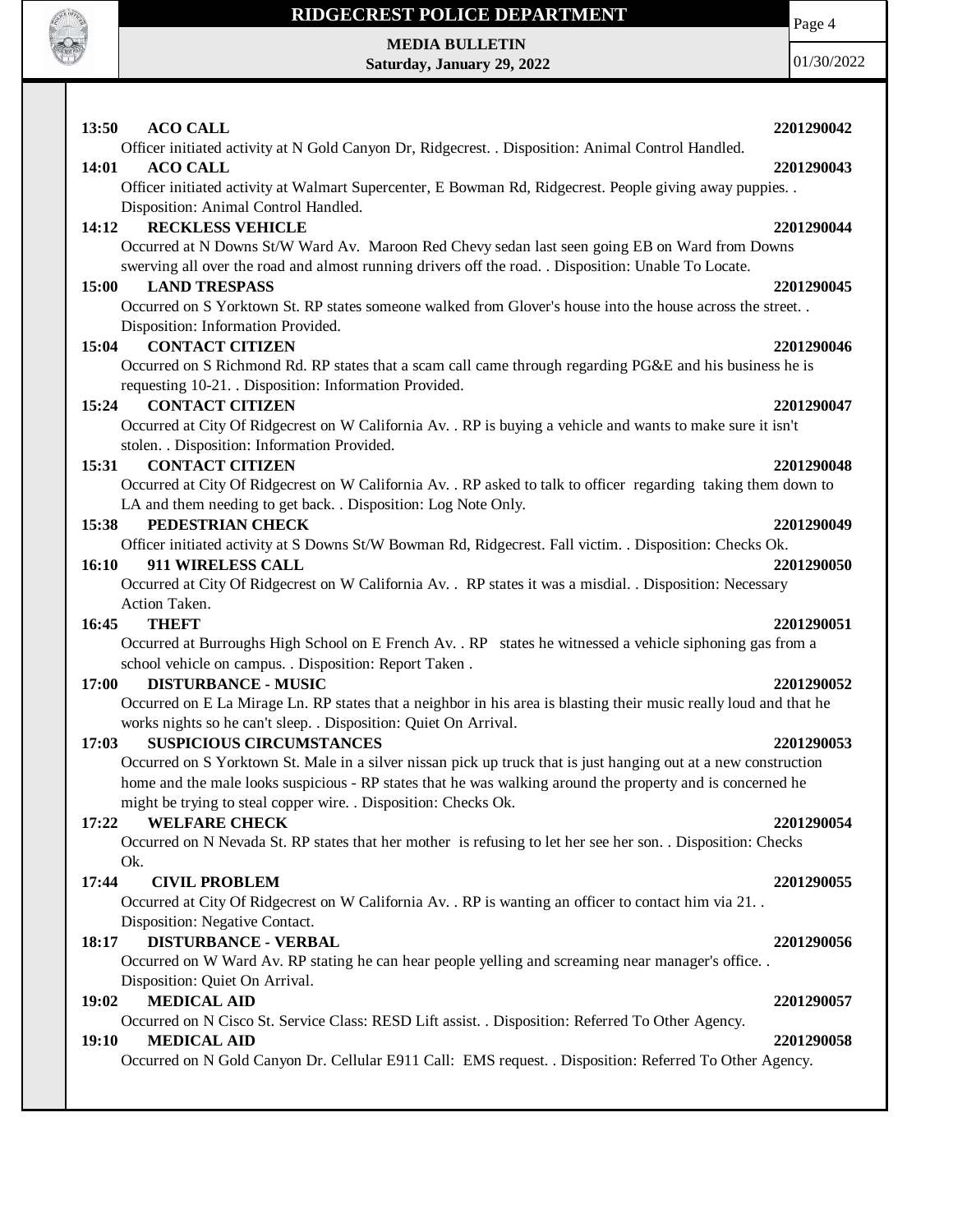**13:50 ACO CALL 2201290042**

Officer initiated activity at N Gold Canyon Dr, Ridgecrest. . Disposition: Animal Control Handled.

**14:01 ACO CALL 2201290043**

Officer initiated activity at Walmart Supercenter, E Bowman Rd, Ridgecrest. People giving away puppies. . Disposition: Animal Control Handled.

**14:12 RECKLESS VEHICLE 2201290044**

Occurred at N Downs St/W Ward Av. Maroon Red Chevy sedan last seen going EB on Ward from Downs swerving all over the road and almost running drivers off the road. . Disposition: Unable To Locate.

**15:00 LAND TRESPASS 2201290045**

Occurred on S Yorktown St. RP states someone walked from Glover's house into the house across the street. . Disposition: Information Provided.

**15:04 CONTACT CITIZEN 2201290046**

Occurred on S Richmond Rd. RP states that a scam call came through regarding PG&E and his business he is requesting 10-21. . Disposition: Information Provided.

**15:24 CONTACT CITIZEN 2201290047**

Occurred at City Of Ridgecrest on W California Av. . RP is buying a vehicle and wants to make sure it isn't stolen. . Disposition: Information Provided.

**15:31 CONTACT CITIZEN 2201290048**

Occurred at City Of Ridgecrest on W California Av. . RP asked to talk to officer regarding taking them down to LA and them needing to get back. . Disposition: Log Note Only.

**15:38 PEDESTRIAN CHECK 2201290049**

Officer initiated activity at S Downs St/W Bowman Rd, Ridgecrest. Fall victim. . Disposition: Checks Ok.

**16:10 911 WIRELESS CALL 2201290050**

Occurred at City Of Ridgecrest on W California Av. . RP states it was a misdial. . Disposition: Necessary Action Taken.

**16:45 THEFT 2201290051**

Occurred at Burroughs High School on E French Av. . RP states he witnessed a vehicle siphoning gas from a school vehicle on campus. . Disposition: Report Taken .

**17:00 DISTURBANCE - MUSIC 2201290052**

Occurred on E La Mirage Ln. RP states that a neighbor in his area is blasting their music really loud and that he works nights so he can't sleep. . Disposition: Quiet On Arrival.

**17:03 SUSPICIOUS CIRCUMSTANCES 2201290053**

Occurred on S Yorktown St. Male in a silver nissan pick up truck that is just hanging out at a new construction home and the male looks suspicious - RP states that he was walking around the property and is concerned he might be trying to steal copper wire. . Disposition: Checks Ok.

**17:22 WELFARE CHECK 2201290054**

Occurred on N Nevada St. RP states that her mother is refusing to let her see her son. . Disposition: Checks Ok.

**17:44 CIVIL PROBLEM 2201290055**

Occurred at City Of Ridgecrest on W California Av. . RP is wanting an officer to contact him via 21. . Disposition: Negative Contact.

**18:17 DISTURBANCE - VERBAL 2201290056**

Occurred on W Ward Av. RP stating he can hear people yelling and screaming near manager's office. . Disposition: Quiet On Arrival.

**19:02 MEDICAL AID 2201290057**

Occurred on N Cisco St. Service Class: RESD Lift assist. . Disposition: Referred To Other Agency.

**19:10 MEDICAL AID 2201290058**

Occurred on N Gold Canyon Dr. Cellular E911 Call: EMS request. . Disposition: Referred To Other Agency.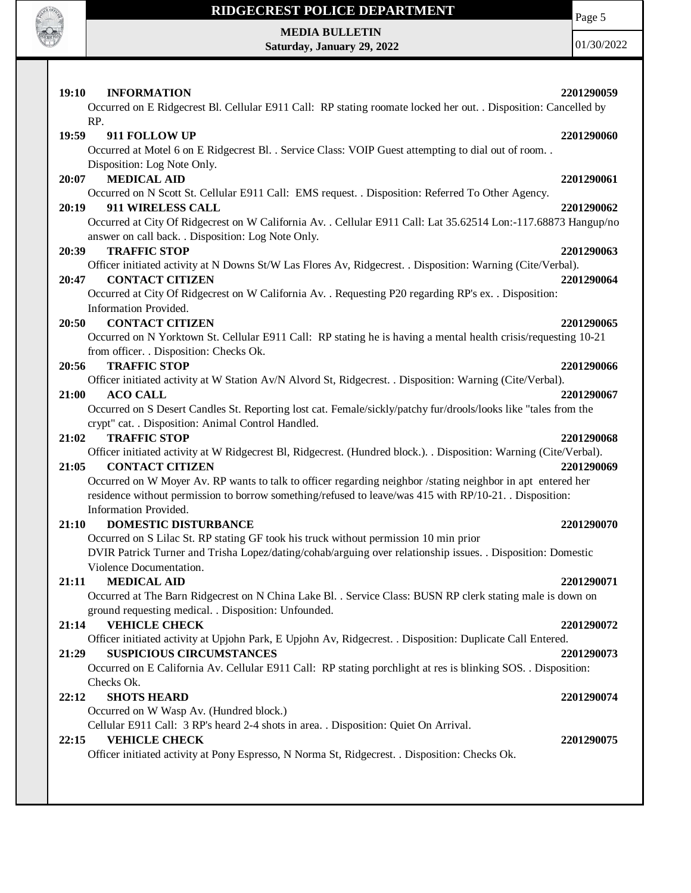**19:10 INFORMATION 2201290059**

Occurred on E Ridgecrest Bl. Cellular E911 Call: RP stating roomate locked her out. . Disposition: Cancelled by RP.

**19:59 911 FOLLOW UP 2201290060**

Occurred at Motel 6 on E Ridgecrest Bl. . Service Class: VOIP Guest attempting to dial out of room. . Disposition: Log Note Only.

**20:07 MEDICAL AID 2201290061**

Occurred on N Scott St. Cellular E911 Call: EMS request. . Disposition: Referred To Other Agency.

**20:19 911 WIRELESS CALL 2201290062**

Occurred at City Of Ridgecrest on W California Av. . Cellular E911 Call: Lat 35.62514 Lon:-117.68873 Hangup/no answer on call back. . Disposition: Log Note Only.

**20:39 TRAFFIC STOP 2201290063**

Officer initiated activity at N Downs St/W Las Flores Av, Ridgecrest. . Disposition: Warning (Cite/Verbal).

**20:47 CONTACT CITIZEN 2201290064**

Occurred at City Of Ridgecrest on W California Av. . Requesting P20 regarding RP's ex. . Disposition: Information Provided.

**20:50 CONTACT CITIZEN 2201290065**

Occurred on N Yorktown St. Cellular E911 Call: RP stating he is having a mental health crisis/requesting 10-21 from officer. . Disposition: Checks Ok.

**20:56 TRAFFIC STOP 2201290066**

Officer initiated activity at W Station Av/N Alvord St, Ridgecrest. . Disposition: Warning (Cite/Verbal).

**21:00 ACO CALL 2201290067**

Occurred on S Desert Candles St. Reporting lost cat. Female/sickly/patchy fur/drools/looks like "tales from the crypt" cat. . Disposition: Animal Control Handled.

**21:02 TRAFFIC STOP 2201290068**

Officer initiated activity at W Ridgecrest Bl, Ridgecrest. (Hundred block.). . Disposition: Warning (Cite/Verbal).

**21:05 CONTACT CITIZEN 2201290069**

Occurred on W Moyer Av. RP wants to talk to officer regarding neighbor /stating neighbor in apt entered her residence without permission to borrow something/refused to leave/was 415 with RP/10-21. . Disposition: Information Provided.

**21:10 DOMESTIC DISTURBANCE 2201290070**

Occurred on S Lilac St. RP stating GF took his truck without permission 10 min prior
DVIR Patrick Turner and Trisha Lopez/dating/cohab/arguing over relationship issues. . Disposition: Domestic Violence Documentation.

**21:11 MEDICAL AID 2201290071**

Occurred at The Barn Ridgecrest on N China Lake Bl. . Service Class: BUSN RP clerk stating male is down on ground requesting medical. . Disposition: Unfounded.

**21:14 VEHICLE CHECK 2201290072**

Officer initiated activity at Upjohn Park, E Upjohn Av, Ridgecrest. . Disposition: Duplicate Call Entered.

**21:29 SUSPICIOUS CIRCUMSTANCES 2201290073**

Occurred on E California Av. Cellular E911 Call: RP stating porchlight at res is blinking SOS. . Disposition: Checks Ok.

**22:12 SHOTS HEARD 2201290074**

Occurred on W Wasp Av. (Hundred block.)
Cellular E911 Call: 3 RP's heard 2-4 shots in area. . Disposition: Quiet On Arrival.

**22:15 VEHICLE CHECK 2201290075**

Officer initiated activity at Pony Espresso, N Norma St, Ridgecrest. . Disposition: Checks Ok.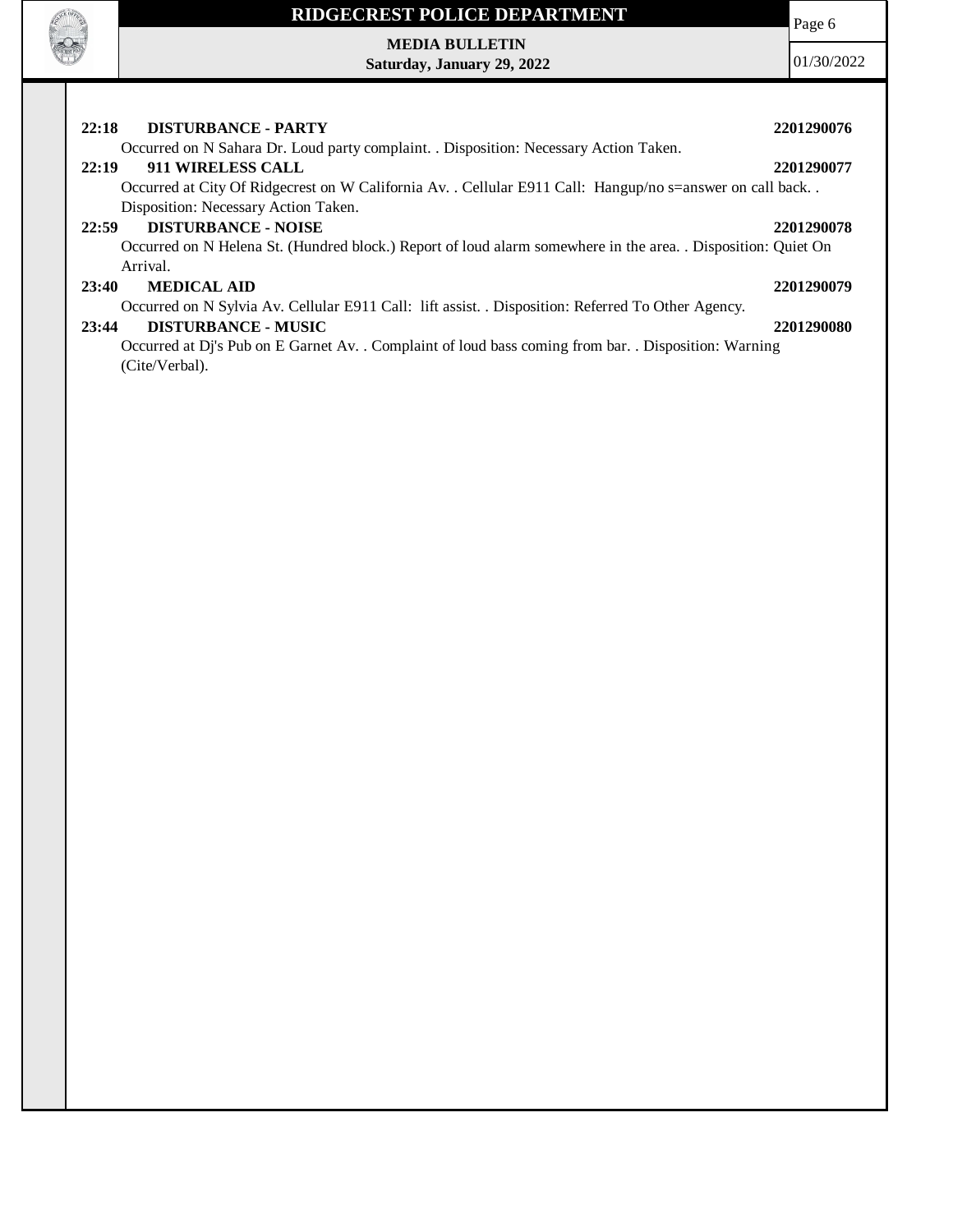**22:18 DISTURBANCE - PARTY** **2201290076**

Occurred on N Sahara Dr. Loud party complaint. . Disposition: Necessary Action Taken.

**22:19 911 WIRELESS CALL** **2201290077**

Occurred at City Of Ridgecrest on W California Av. . Cellular E911 Call: Hangup/no s=answer on call back. . Disposition: Necessary Action Taken.

**22:59 DISTURBANCE - NOISE** **2201290078**

Occurred on N Helena St. (Hundred block.) Report of loud alarm somewhere in the area. . Disposition: Quiet On Arrival.

**23:40 MEDICAL AID** **2201290079**

Occurred on N Sylvia Av. Cellular E911 Call: lift assist. . Disposition: Referred To Other Agency.

**23:44 DISTURBANCE - MUSIC** **2201290080**

Occurred at Dj's Pub on E Garnet Av. . Complaint of loud bass coming from bar. . Disposition: Warning (Cite/Verbal).